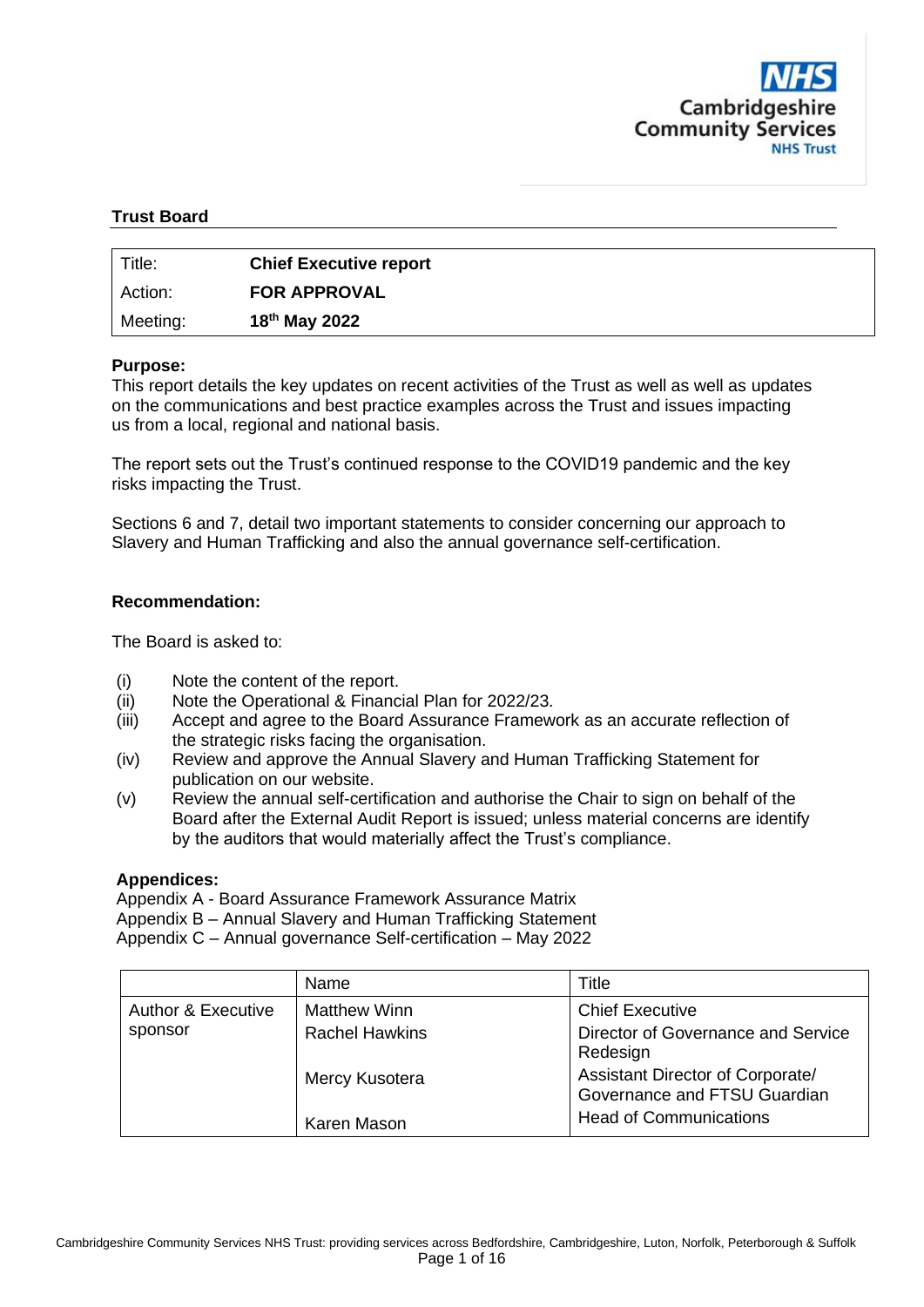NHS Cambridgeshire Community Services NHS Trust

**Trust Board**

| Title: | **Chief Executive report** |
|---|---|
| Action: | **FOR APPROVAL** |
| Meeting: | **18th May 2022** |

**Purpose:**

This report details the key updates on recent activities of the Trust as well as well as updates on the communications and best practice examples across the Trust and issues impacting us from a local, regional and national basis.

The report sets out the Trust's continued response to the COVID19 pandemic and the key risks impacting the Trust.

Sections 6 and 7, detail two important statements to consider concerning our approach to Slavery and Human Trafficking and also the annual governance self-certification.

**Recommendation:**

The Board is asked to:

(i) Note the content of the report.
(ii) Note the Operational & Financial Plan for 2022/23.
(iii) Accept and agree to the Board Assurance Framework as an accurate reflection of the strategic risks facing the organisation.
(iv) Review and approve the Annual Slavery and Human Trafficking Statement for publication on our website.
(v) Review the annual self-certification and authorise the Chair to sign on behalf of the Board after the External Audit Report is issued; unless material concerns are identify by the auditors that would materially affect the Trust's compliance.

**Appendices:**

Appendix A - Board Assurance Framework Assurance Matrix
Appendix B – Annual Slavery and Human Trafficking Statement
Appendix C – Annual governance Self-certification – May 2022

| | Name | Title |
|---|---|---|
| Author & Executive sponsor | Matthew Winn | Chief Executive |
| | Rachel Hawkins | Director of Governance and Service Redesign |
| | Mercy Kusotera | Assistant Director of Corporate/ Governance and FTSU Guardian |
| | Karen Mason | Head of Communications |

Cambridgeshire Community Services NHS Trust: providing services across Bedfordshire, Cambridgeshire, Luton, Norfolk, Peterborough & Suffolk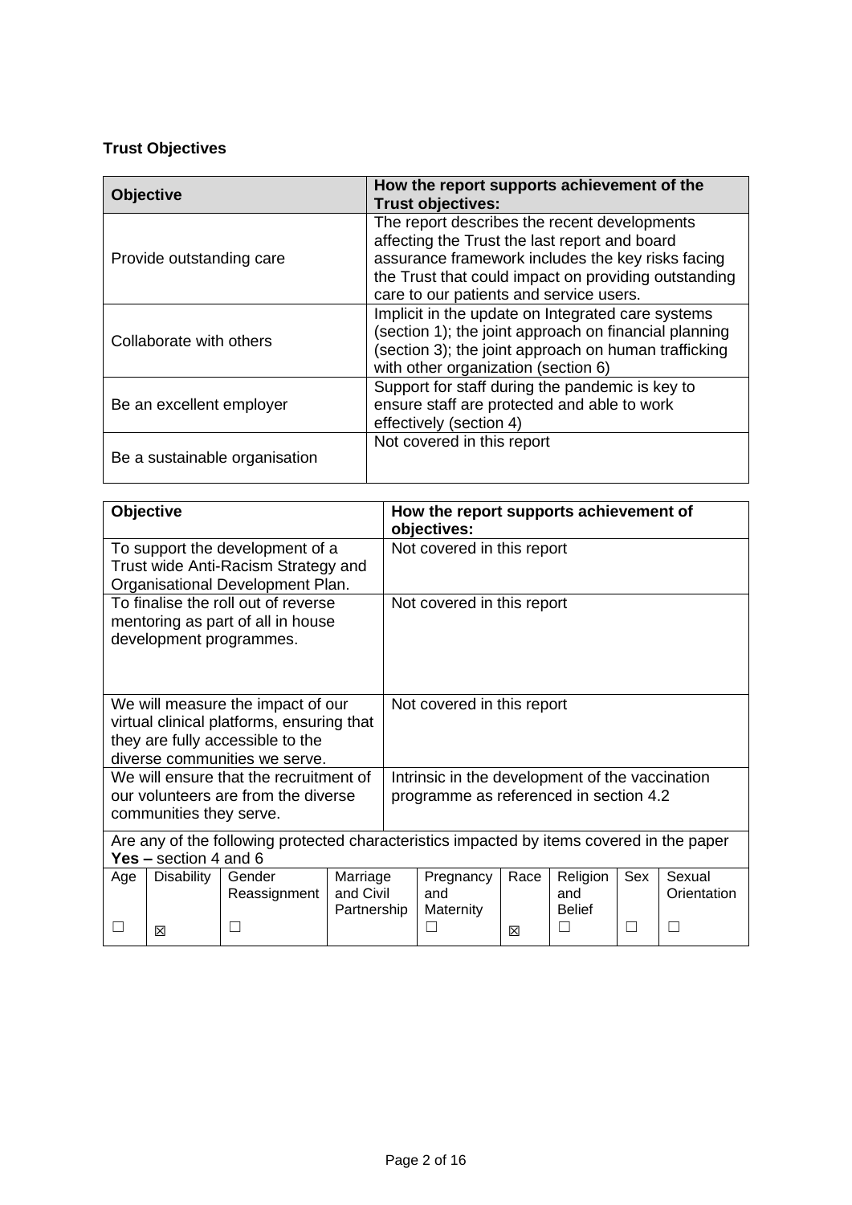**Trust Objectives**

| Objective | How the report supports achievement of the Trust objectives: |
|---|---|
| Provide outstanding care | The report describes the recent developments affecting the Trust the last report and board assurance framework includes the key risks facing the Trust that could impact on providing outstanding care to our patients and service users. |
| Collaborate with others | Implicit in the update on Integrated care systems (section 1); the joint approach on financial planning (section 3); the joint approach on human trafficking with other organization (section 6) |
| Be an excellent employer | Support for staff during the pandemic is key to ensure staff are protected and able to work effectively (section 4) |
| Be a sustainable organisation | Not covered in this report |

| Objective | How the report supports achievement of objectives: |
|---|---|
| To support the development of a Trust wide Anti-Racism Strategy and Organisational Development Plan. | Not covered in this report |
| To finalise the roll out of reverse mentoring as part of all in house development programmes. | Not covered in this report |
| We will measure the impact of our virtual clinical platforms, ensuring that they are fully accessible to the diverse communities we serve. | Not covered in this report |
| We will ensure that the recruitment of our volunteers are from the diverse communities they serve. | Intrinsic in the development of the vaccination programme as referenced in section 4.2 |

Are any of the following protected characteristics impacted by items covered in the paper
**Yes –** section 4 and 6

| Age | Disability | Gender Reassignment | Marriage and Civil Partnership | Pregnancy and Maternity | Race | Religion and Belief | Sex | Sexual Orientation |
|---|---|---|---|---|---|---|---|---|
| ☐ | ☒ | ☐ | | ☐ | ☒ | ☐ | ☐ | ☐ |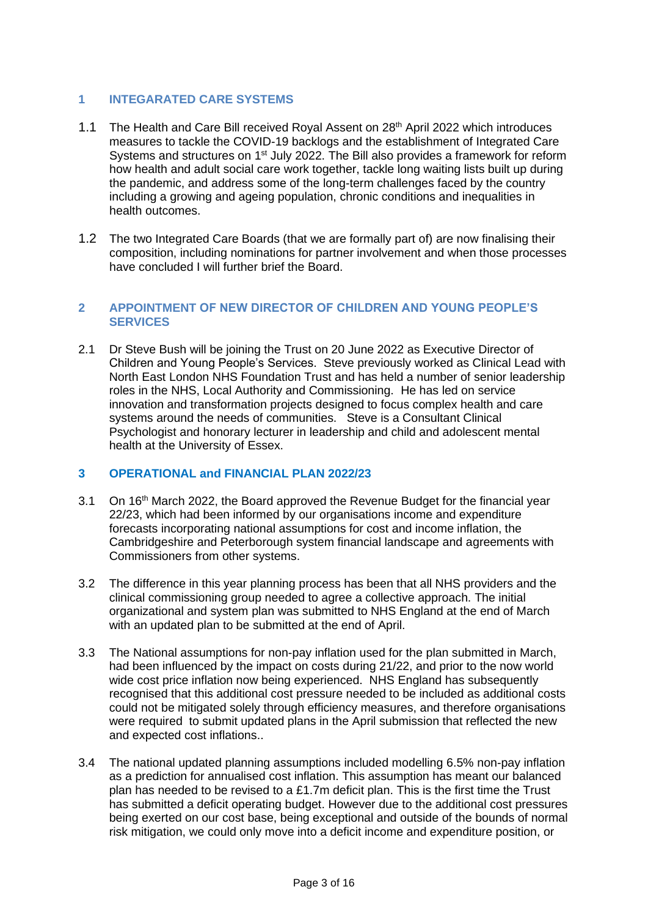## 1 INTEGARATED CARE SYSTEMS

1.1 The Health and Care Bill received Royal Assent on 28th April 2022 which introduces measures to tackle the COVID-19 backlogs and the establishment of Integrated Care Systems and structures on 1st July 2022. The Bill also provides a framework for reform how health and adult social care work together, tackle long waiting lists built up during the pandemic, and address some of the long-term challenges faced by the country including a growing and ageing population, chronic conditions and inequalities in health outcomes.

1.2 The two Integrated Care Boards (that we are formally part of) are now finalising their composition, including nominations for partner involvement and when those processes have concluded I will further brief the Board.

## 2 APPOINTMENT OF NEW DIRECTOR OF CHILDREN AND YOUNG PEOPLE'S SERVICES

2.1 Dr Steve Bush will be joining the Trust on 20 June 2022 as Executive Director of Children and Young People's Services. Steve previously worked as Clinical Lead with North East London NHS Foundation Trust and has held a number of senior leadership roles in the NHS, Local Authority and Commissioning. He has led on service innovation and transformation projects designed to focus complex health and care systems around the needs of communities. Steve is a Consultant Clinical Psychologist and honorary lecturer in leadership and child and adolescent mental health at the University of Essex.

## 3 OPERATIONAL and FINANCIAL PLAN 2022/23

3.1 On 16th March 2022, the Board approved the Revenue Budget for the financial year 22/23, which had been informed by our organisations income and expenditure forecasts incorporating national assumptions for cost and income inflation, the Cambridgeshire and Peterborough system financial landscape and agreements with Commissioners from other systems.

3.2 The difference in this year planning process has been that all NHS providers and the clinical commissioning group needed to agree a collective approach. The initial organizational and system plan was submitted to NHS England at the end of March with an updated plan to be submitted at the end of April.

3.3 The National assumptions for non-pay inflation used for the plan submitted in March, had been influenced by the impact on costs during 21/22, and prior to the now world wide cost price inflation now being experienced. NHS England has subsequently recognised that this additional cost pressure needed to be included as additional costs could not be mitigated solely through efficiency measures, and therefore organisations were required to submit updated plans in the April submission that reflected the new and expected cost inflations..

3.4 The national updated planning assumptions included modelling 6.5% non-pay inflation as a prediction for annualised cost inflation. This assumption has meant our balanced plan has needed to be revised to a £1.7m deficit plan. This is the first time the Trust has submitted a deficit operating budget. However due to the additional cost pressures being exerted on our cost base, being exceptional and outside of the bounds of normal risk mitigation, we could only move into a deficit income and expenditure position, or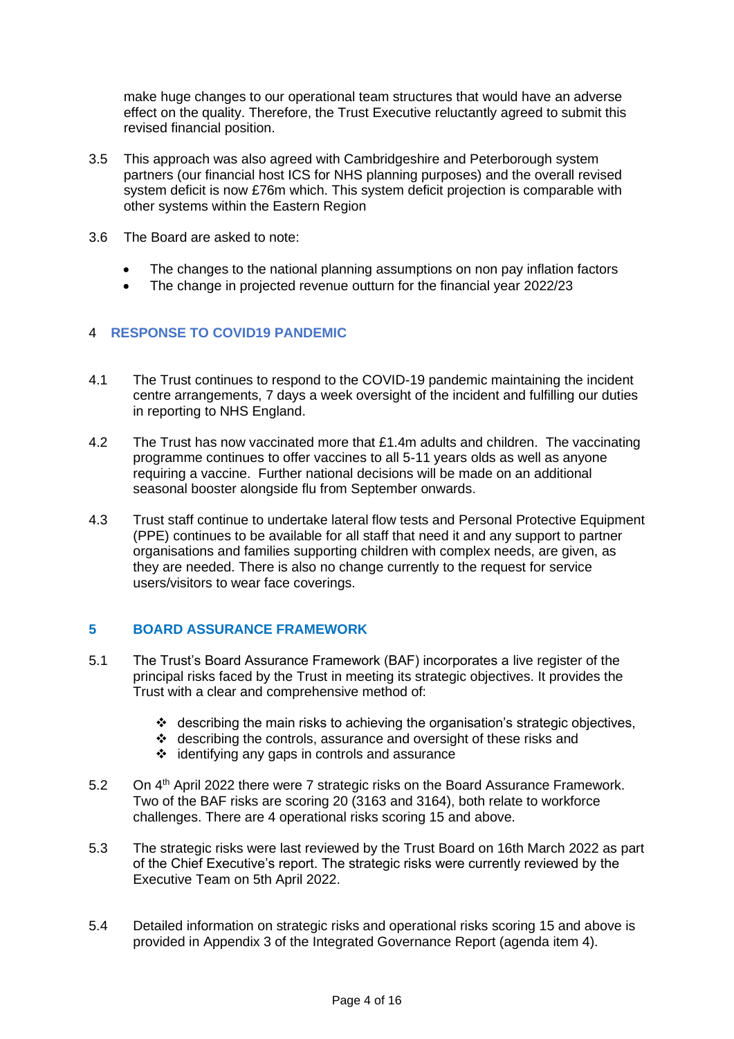make huge changes to our operational team structures that would have an adverse effect on the quality. Therefore, the Trust Executive reluctantly agreed to submit this revised financial position.

3.5 This approach was also agreed with Cambridgeshire and Peterborough system partners (our financial host ICS for NHS planning purposes) and the overall revised system deficit is now £76m which. This system deficit projection is comparable with other systems within the Eastern Region

3.6 The Board are asked to note:

- The changes to the national planning assumptions on non pay inflation factors
- The change in projected revenue outturn for the financial year 2022/23

## 4 RESPONSE TO COVID19 PANDEMIC

4.1 The Trust continues to respond to the COVID-19 pandemic maintaining the incident centre arrangements, 7 days a week oversight of the incident and fulfilling our duties in reporting to NHS England.

4.2 The Trust has now vaccinated more that £1.4m adults and children. The vaccinating programme continues to offer vaccines to all 5-11 years olds as well as anyone requiring a vaccine. Further national decisions will be made on an additional seasonal booster alongside flu from September onwards.

4.3 Trust staff continue to undertake lateral flow tests and Personal Protective Equipment (PPE) continues to be available for all staff that need it and any support to partner organisations and families supporting children with complex needs, are given, as they are needed. There is also no change currently to the request for service users/visitors to wear face coverings.

## 5 BOARD ASSURANCE FRAMEWORK

5.1 The Trust's Board Assurance Framework (BAF) incorporates a live register of the principal risks faced by the Trust in meeting its strategic objectives. It provides the Trust with a clear and comprehensive method of:

- describing the main risks to achieving the organisation's strategic objectives,
- describing the controls, assurance and oversight of these risks and
- identifying any gaps in controls and assurance

5.2 On 4th April 2022 there were 7 strategic risks on the Board Assurance Framework. Two of the BAF risks are scoring 20 (3163 and 3164), both relate to workforce challenges. There are 4 operational risks scoring 15 and above.

5.3 The strategic risks were last reviewed by the Trust Board on 16th March 2022 as part of the Chief Executive's report. The strategic risks were currently reviewed by the Executive Team on 5th April 2022.

5.4 Detailed information on strategic risks and operational risks scoring 15 and above is provided in Appendix 3 of the Integrated Governance Report (agenda item 4).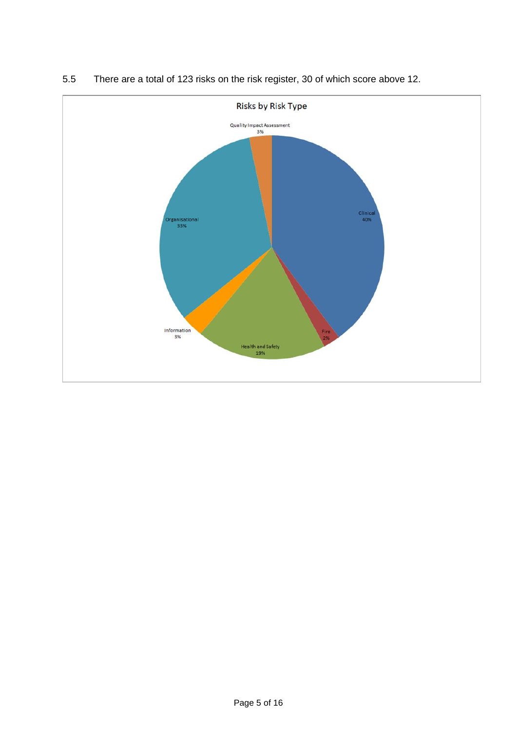5.5 There are a total of 123 risks on the risk register, 30 of which score above 12.

**Risks by Risk Type**

| Risk Type | Percentage |
| --- | --- |
| Clinical | 40% |
| Fire | 2% |
| Health and Safety | 19% |
| Information | 3% |
| Organisational | 33% |
| Quality Impact Assessment | 3% |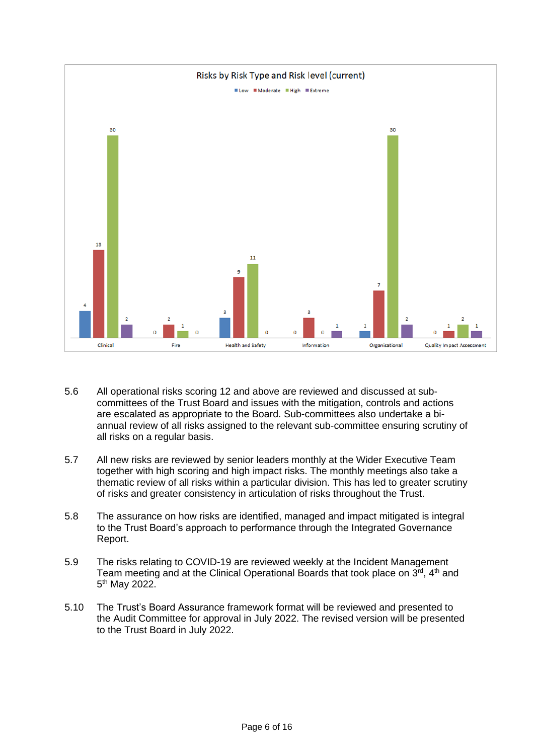**Risks by Risk Type and Risk level (current)**

| Risk Type | Low | Moderate | High | Extreme |
|---|---|---|---|---|
| Clinical | 4 | 13 | 30 | 2 |
| Fire | 0 | 2 | 1 | 0 |
| Health and Safety | 3 | 9 | 11 | 0 |
| Information | 0 | 3 | 0 | 1 |
| Organisational | 1 | 7 | 30 | 2 |
| Quality Impact Assessment | 0 | 1 | 2 | 1 |

5.6 All operational risks scoring 12 and above are reviewed and discussed at sub-committees of the Trust Board and issues with the mitigation, controls and actions are escalated as appropriate to the Board. Sub-committees also undertake a bi-annual review of all risks assigned to the relevant sub-committee ensuring scrutiny of all risks on a regular basis.

5.7 All new risks are reviewed by senior leaders monthly at the Wider Executive Team together with high scoring and high impact risks. The monthly meetings also take a thematic review of all risks within a particular division. This has led to greater scrutiny of risks and greater consistency in articulation of risks throughout the Trust.

5.8 The assurance on how risks are identified, managed and impact mitigated is integral to the Trust Board's approach to performance through the Integrated Governance Report.

5.9 The risks relating to COVID-19 are reviewed weekly at the Incident Management Team meeting and at the Clinical Operational Boards that took place on 3rd, 4th and 5th May 2022.

5.10 The Trust's Board Assurance framework format will be reviewed and presented to the Audit Committee for approval in July 2022. The revised version will be presented to the Trust Board in July 2022.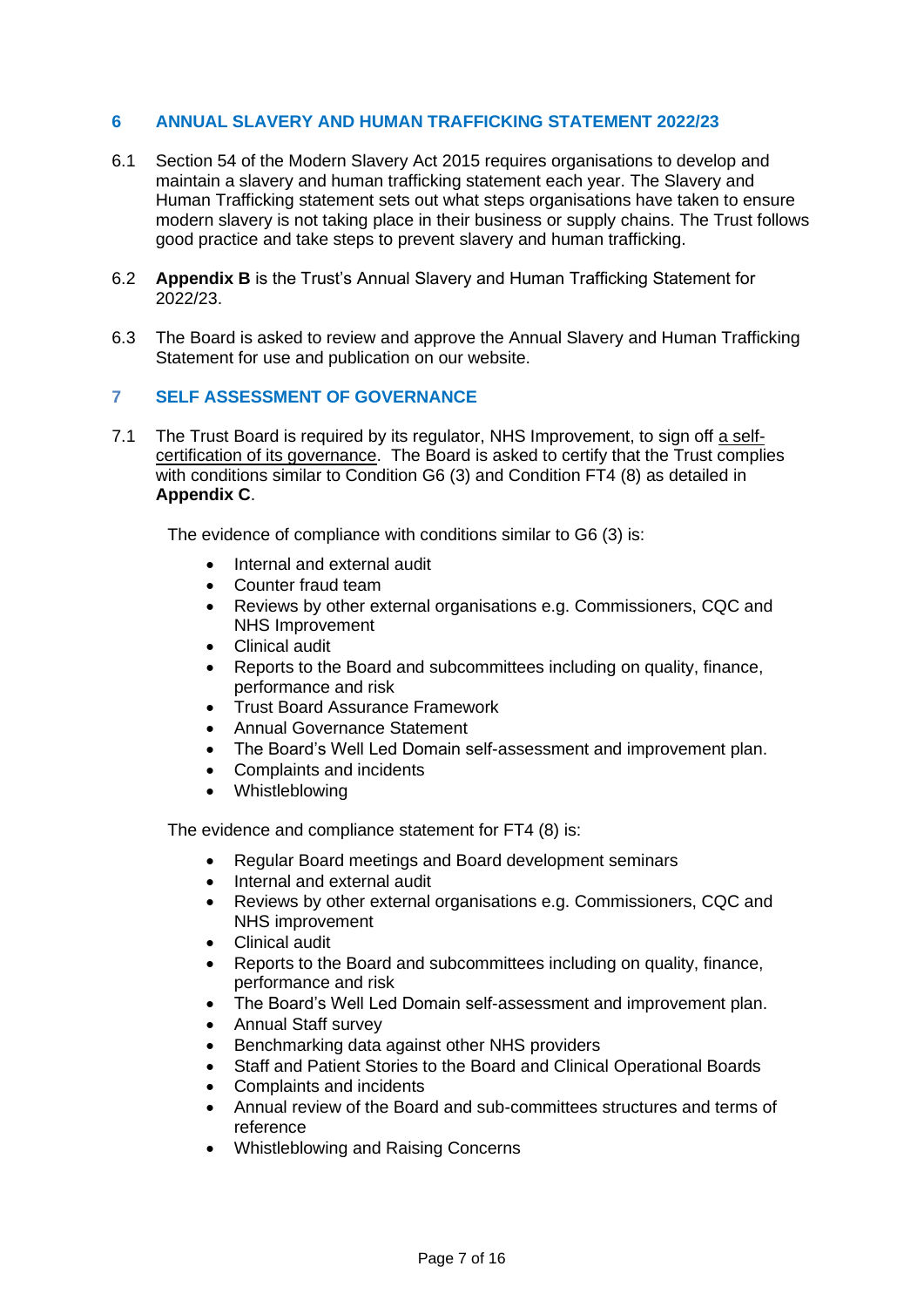## 6 ANNUAL SLAVERY AND HUMAN TRAFFICKING STATEMENT 2022/23

6.1 Section 54 of the Modern Slavery Act 2015 requires organisations to develop and maintain a slavery and human trafficking statement each year. The Slavery and Human Trafficking statement sets out what steps organisations have taken to ensure modern slavery is not taking place in their business or supply chains. The Trust follows good practice and take steps to prevent slavery and human trafficking.

6.2 **Appendix B** is the Trust's Annual Slavery and Human Trafficking Statement for 2022/23.

6.3 The Board is asked to review and approve the Annual Slavery and Human Trafficking Statement for use and publication on our website.

## 7 SELF ASSESSMENT OF GOVERNANCE

7.1 The Trust Board is required by its regulator, NHS Improvement, to sign off a self-certification of its governance. The Board is asked to certify that the Trust complies with conditions similar to Condition G6 (3) and Condition FT4 (8) as detailed in **Appendix C**.

The evidence of compliance with conditions similar to G6 (3) is:

- Internal and external audit
- Counter fraud team
- Reviews by other external organisations e.g. Commissioners, CQC and NHS Improvement
- Clinical audit
- Reports to the Board and subcommittees including on quality, finance, performance and risk
- Trust Board Assurance Framework
- Annual Governance Statement
- The Board's Well Led Domain self-assessment and improvement plan.
- Complaints and incidents
- Whistleblowing

The evidence and compliance statement for FT4 (8) is:

- Regular Board meetings and Board development seminars
- Internal and external audit
- Reviews by other external organisations e.g. Commissioners, CQC and NHS improvement
- Clinical audit
- Reports to the Board and subcommittees including on quality, finance, performance and risk
- The Board's Well Led Domain self-assessment and improvement plan.
- Annual Staff survey
- Benchmarking data against other NHS providers
- Staff and Patient Stories to the Board and Clinical Operational Boards
- Complaints and incidents
- Annual review of the Board and sub-committees structures and terms of reference
- Whistleblowing and Raising Concerns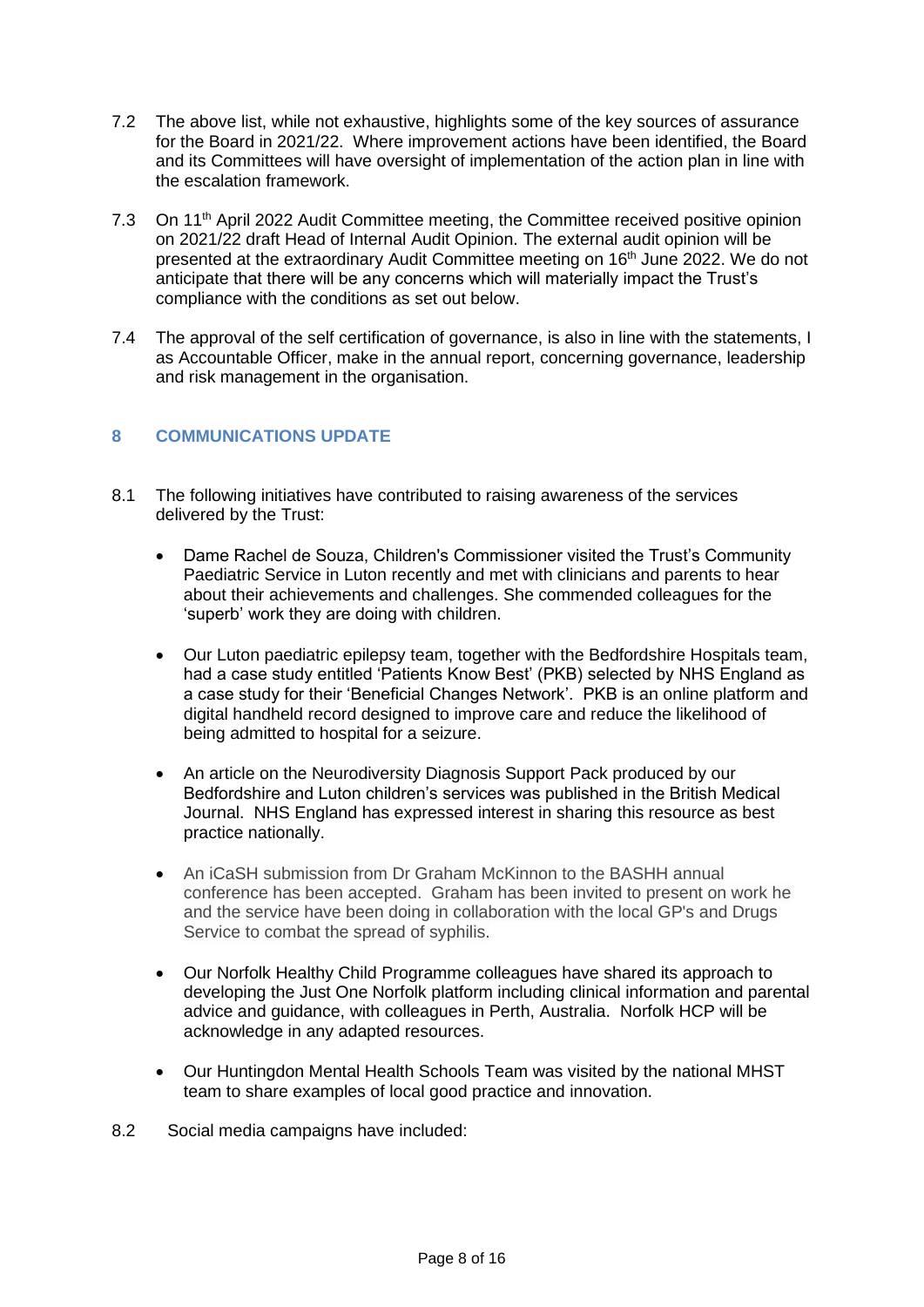7.2 The above list, while not exhaustive, highlights some of the key sources of assurance for the Board in 2021/22. Where improvement actions have been identified, the Board and its Committees will have oversight of implementation of the action plan in line with the escalation framework.

7.3 On 11th April 2022 Audit Committee meeting, the Committee received positive opinion on 2021/22 draft Head of Internal Audit Opinion. The external audit opinion will be presented at the extraordinary Audit Committee meeting on 16th June 2022. We do not anticipate that there will be any concerns which will materially impact the Trust's compliance with the conditions as set out below.

7.4 The approval of the self certification of governance, is also in line with the statements, I as Accountable Officer, make in the annual report, concerning governance, leadership and risk management in the organisation.

## 8 COMMUNICATIONS UPDATE

8.1 The following initiatives have contributed to raising awareness of the services delivered by the Trust:

- Dame Rachel de Souza, Children's Commissioner visited the Trust's Community Paediatric Service in Luton recently and met with clinicians and parents to hear about their achievements and challenges. She commended colleagues for the 'superb' work they are doing with children.
- Our Luton paediatric epilepsy team, together with the Bedfordshire Hospitals team, had a case study entitled 'Patients Know Best' (PKB) selected by NHS England as a case study for their 'Beneficial Changes Network'. PKB is an online platform and digital handheld record designed to improve care and reduce the likelihood of being admitted to hospital for a seizure.
- An article on the Neurodiversity Diagnosis Support Pack produced by our Bedfordshire and Luton children's services was published in the British Medical Journal. NHS England has expressed interest in sharing this resource as best practice nationally.
- An iCaSH submission from Dr Graham McKinnon to the BASHH annual conference has been accepted. Graham has been invited to present on work he and the service have been doing in collaboration with the local GP's and Drugs Service to combat the spread of syphilis.
- Our Norfolk Healthy Child Programme colleagues have shared its approach to developing the Just One Norfolk platform including clinical information and parental advice and guidance, with colleagues in Perth, Australia. Norfolk HCP will be acknowledge in any adapted resources.
- Our Huntingdon Mental Health Schools Team was visited by the national MHST team to share examples of local good practice and innovation.

8.2 Social media campaigns have included: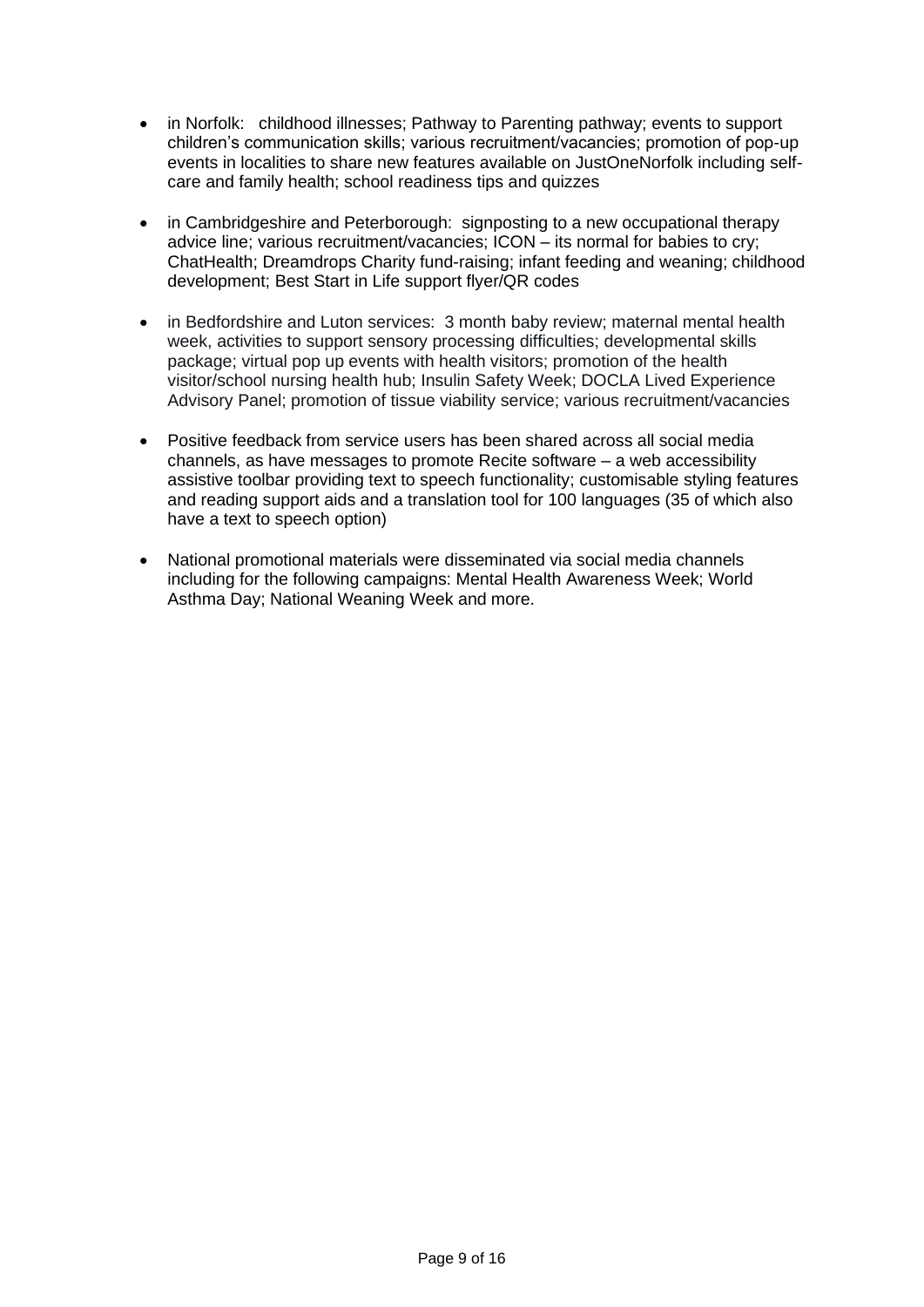- in Norfolk: childhood illnesses; Pathway to Parenting pathway; events to support children's communication skills; various recruitment/vacancies; promotion of pop-up events in localities to share new features available on JustOneNorfolk including self-care and family health; school readiness tips and quizzes

- in Cambridgeshire and Peterborough: signposting to a new occupational therapy advice line; various recruitment/vacancies; ICON – its normal for babies to cry; ChatHealth; Dreamdrops Charity fund-raising; infant feeding and weaning; childhood development; Best Start in Life support flyer/QR codes

- in Bedfordshire and Luton services: 3 month baby review; maternal mental health week, activities to support sensory processing difficulties; developmental skills package; virtual pop up events with health visitors; promotion of the health visitor/school nursing health hub; Insulin Safety Week; DOCLA Lived Experience Advisory Panel; promotion of tissue viability service; various recruitment/vacancies

- Positive feedback from service users has been shared across all social media channels, as have messages to promote Recite software – a web accessibility assistive toolbar providing text to speech functionality; customisable styling features and reading support aids and a translation tool for 100 languages (35 of which also have a text to speech option)

- National promotional materials were disseminated via social media channels including for the following campaigns: Mental Health Awareness Week; World Asthma Day; National Weaning Week and more.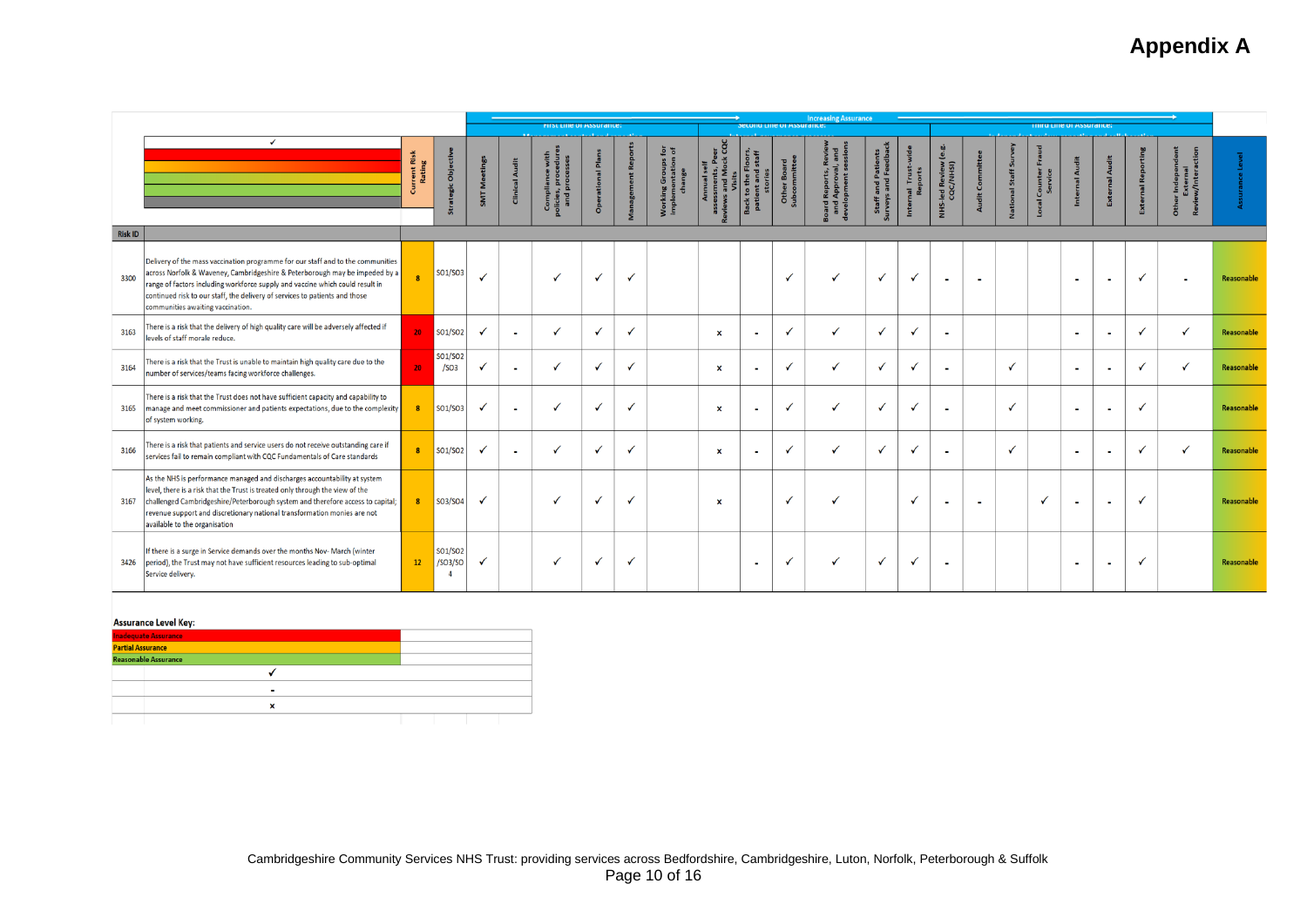# Appendix A

| Risk ID | Description | Current Risk Rating | Strategic Objective | SMT Meetings | Clinical Audit | Compliance with policies, procedures and processes | Operational Plans | Management Reports | Working Groups for implementation of change | Annual self assessments, Peer Reviews and Mock CQC Visits | Back to the Floors, patient and staff stories | Other Board Subcommittee | Board Reports, Review and Approval, and development sessions | Staff and Patients Surveys and Feedback | Internal Trust-wide Reports | NHS-led Review (e.g. CQC/NHSI) | Audit Committee | National Staff Survey | Local Counter Fraud Service | Internal Audit | External Audit | External Reporting | Other Independent External Review/Interaction | Assurance Level |
|---|---|---|---|---|---|---|---|---|---|---|---|---|---|---|---|---|---|---|---|---|---|---|---|---|
| | | | | First Line of Assurance: | | | | | | Second Line of Assurance: | | | | | | Third Line of Assurance: | | | | | | | | |
| 3300 | Delivery of the mass vaccination programme for our staff and to the communities across Norfolk & Waveney, Cambridgeshire & Peterborough may be impeded by a range of factors including workforce supply and vaccine which could result in continued risk to our staff, the delivery of services to patients and those communities awaiting vaccination. | 8 | SO1/SO3 | ✓ | | ✓ | ✓ | ✓ | | | | ✓ | ✓ | ✓ | ✓ | - | - | | | - | - | ✓ | - | Reasonable |
| 3163 | There is a risk that the delivery of high quality care will be adversely affected if levels of staff morale reduce. | 20 | SO1/SO2 | ✓ | - | ✓ | ✓ | ✓ | | x | - | ✓ | ✓ | ✓ | ✓ | - | | | | - | - | ✓ | ✓ | Reasonable |
| 3164 | There is a risk that the Trust is unable to maintain high quality care due to the number of services/teams facing workforce challenges. | 20 | SO1/SO2/SO3 | ✓ | - | ✓ | ✓ | ✓ | | x | - | ✓ | ✓ | ✓ | ✓ | - | | ✓ | | - | - | ✓ | ✓ | Reasonable |
| 3165 | There is a risk that the Trust does not have sufficient capacity and capability to manage and meet commissioner and patients expectations, due to the complexity of system working. | 8 | SO1/SO3 | ✓ | - | ✓ | ✓ | ✓ | | x | - | ✓ | ✓ | ✓ | ✓ | - | | ✓ | | - | - | ✓ | | Reasonable |
| 3166 | There is a risk that patients and service users do not receive outstanding care if services fail to remain compliant with CQC Fundamentals of Care standards | 8 | SO1/SO2 | ✓ | - | ✓ | ✓ | ✓ | | x | - | ✓ | ✓ | ✓ | ✓ | - | | ✓ | | - | - | ✓ | ✓ | Reasonable |
| 3167 | As the NHS is performance managed and discharges accountability at system level, there is a risk that the Trust is treated only through the view of the challenged Cambridgeshire/Peterborough system and therefore access to capital; revenue support and discretionary national transformation monies are not available to the organisation | 8 | SO3/SO4 | ✓ | | ✓ | ✓ | ✓ | | x | | ✓ | ✓ | | ✓ | - | - | | ✓ | - | - | ✓ | | Reasonable |
| 3426 | If there is a surge in Service demands over the months Nov- March (winter period), the Trust may not have sufficient resources leading to sub-optimal Service delivery. | 12 | SO1/SO2/SO3/SO4 | ✓ | | ✓ | ✓ | ✓ | | | - | ✓ | ✓ | ✓ | ✓ | - | | | | - | - | ✓ | | Reasonable |

**Assurance Level Key:**

| | |
|---|---|
| Inadequate Assurance | |
| Partial Assurance | |
| Reasonable Assurance | |
| ✓ | |
| - | |
| x | |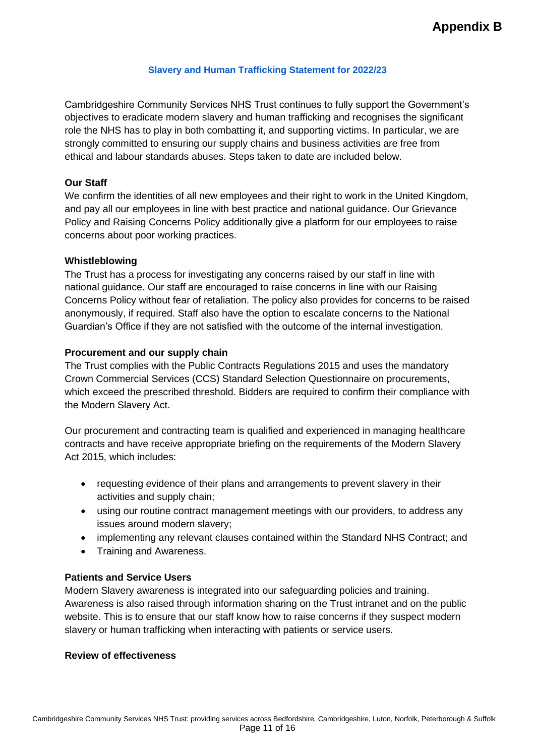**Appendix B**

### Slavery and Human Trafficking Statement for 2022/23

Cambridgeshire Community Services NHS Trust continues to fully support the Government's objectives to eradicate modern slavery and human trafficking and recognises the significant role the NHS has to play in both combatting it, and supporting victims. In particular, we are strongly committed to ensuring our supply chains and business activities are free from ethical and labour standards abuses. Steps taken to date are included below.

**Our Staff**

We confirm the identities of all new employees and their right to work in the United Kingdom, and pay all our employees in line with best practice and national guidance. Our Grievance Policy and Raising Concerns Policy additionally give a platform for our employees to raise concerns about poor working practices.

**Whistleblowing**

The Trust has a process for investigating any concerns raised by our staff in line with national guidance. Our staff are encouraged to raise concerns in line with our Raising Concerns Policy without fear of retaliation. The policy also provides for concerns to be raised anonymously, if required. Staff also have the option to escalate concerns to the National Guardian's Office if they are not satisfied with the outcome of the internal investigation.

**Procurement and our supply chain**

The Trust complies with the Public Contracts Regulations 2015 and uses the mandatory Crown Commercial Services (CCS) Standard Selection Questionnaire on procurements, which exceed the prescribed threshold. Bidders are required to confirm their compliance with the Modern Slavery Act.

Our procurement and contracting team is qualified and experienced in managing healthcare contracts and have receive appropriate briefing on the requirements of the Modern Slavery Act 2015, which includes:

- requesting evidence of their plans and arrangements to prevent slavery in their activities and supply chain;
- using our routine contract management meetings with our providers, to address any issues around modern slavery;
- implementing any relevant clauses contained within the Standard NHS Contract; and
- Training and Awareness.

**Patients and Service Users**

Modern Slavery awareness is integrated into our safeguarding policies and training. Awareness is also raised through information sharing on the Trust intranet and on the public website. This is to ensure that our staff know how to raise concerns if they suspect modern slavery or human trafficking when interacting with patients or service users.

**Review of effectiveness**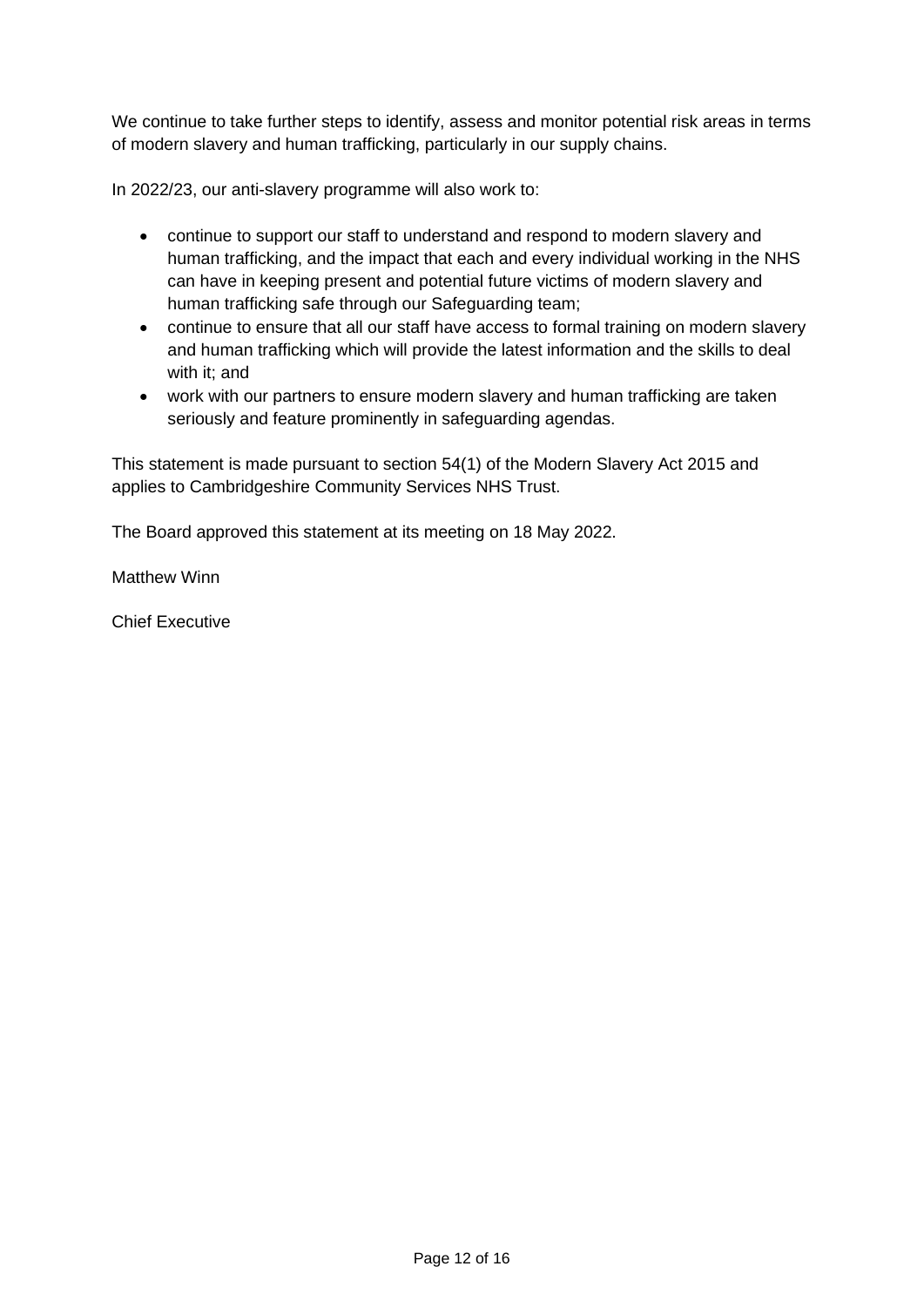We continue to take further steps to identify, assess and monitor potential risk areas in terms of modern slavery and human trafficking, particularly in our supply chains.

In 2022/23, our anti-slavery programme will also work to:

- continue to support our staff to understand and respond to modern slavery and human trafficking, and the impact that each and every individual working in the NHS can have in keeping present and potential future victims of modern slavery and human trafficking safe through our Safeguarding team;
- continue to ensure that all our staff have access to formal training on modern slavery and human trafficking which will provide the latest information and the skills to deal with it; and
- work with our partners to ensure modern slavery and human trafficking are taken seriously and feature prominently in safeguarding agendas.

This statement is made pursuant to section 54(1) of the Modern Slavery Act 2015 and applies to Cambridgeshire Community Services NHS Trust.

The Board approved this statement at its meeting on 18 May 2022.

Matthew Winn

Chief Executive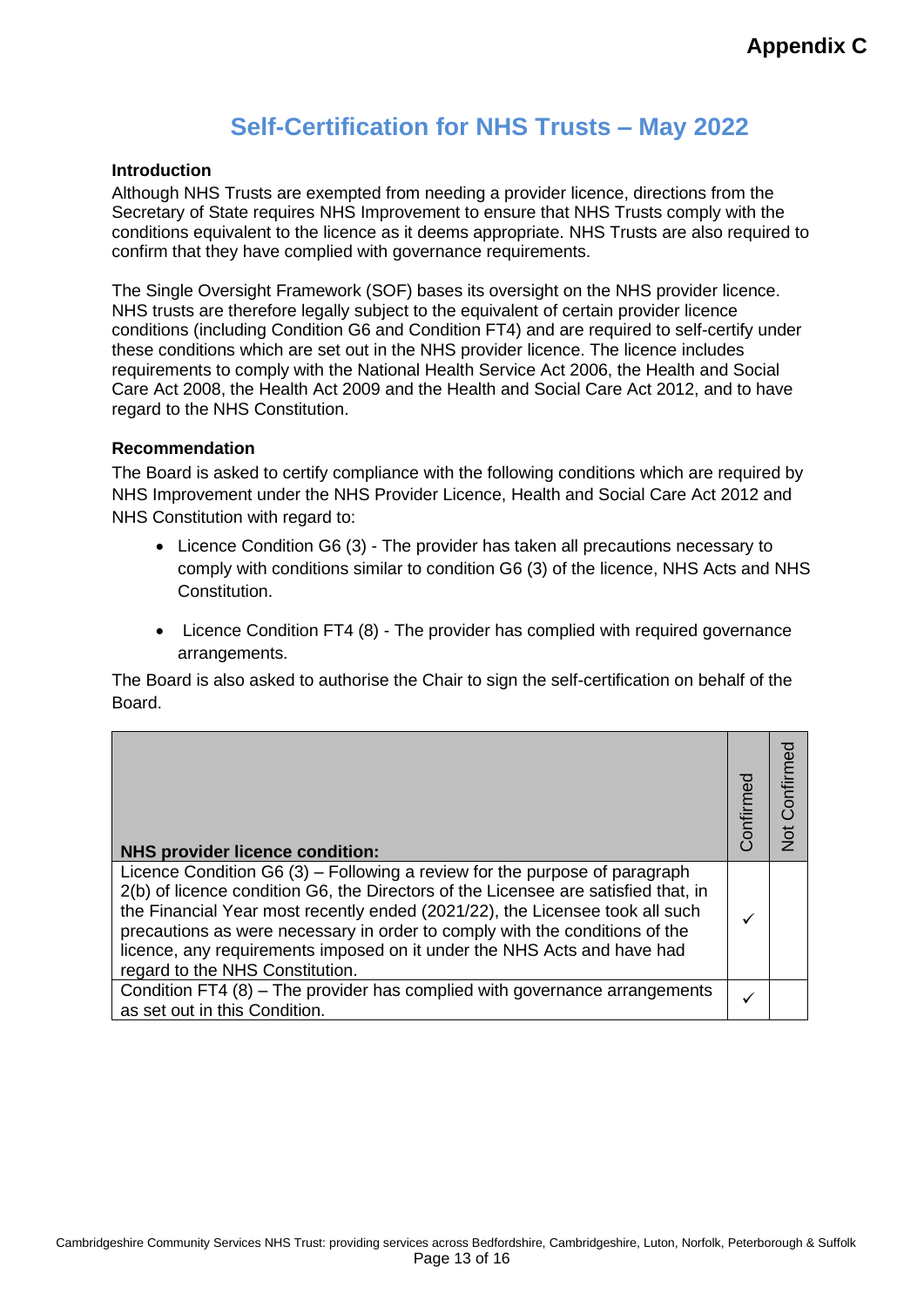**Appendix C**

# Self-Certification for NHS Trusts – May 2022

### Introduction

Although NHS Trusts are exempted from needing a provider licence, directions from the Secretary of State requires NHS Improvement to ensure that NHS Trusts comply with the conditions equivalent to the licence as it deems appropriate. NHS Trusts are also required to confirm that they have complied with governance requirements.

The Single Oversight Framework (SOF) bases its oversight on the NHS provider licence. NHS trusts are therefore legally subject to the equivalent of certain provider licence conditions (including Condition G6 and Condition FT4) and are required to self-certify under these conditions which are set out in the NHS provider licence. The licence includes requirements to comply with the National Health Service Act 2006, the Health and Social Care Act 2008, the Health Act 2009 and the Health and Social Care Act 2012, and to have regard to the NHS Constitution.

### Recommendation

The Board is asked to certify compliance with the following conditions which are required by NHS Improvement under the NHS Provider Licence, Health and Social Care Act 2012 and NHS Constitution with regard to:

- Licence Condition G6 (3) - The provider has taken all precautions necessary to comply with conditions similar to condition G6 (3) of the licence, NHS Acts and NHS Constitution.
- Licence Condition FT4 (8) - The provider has complied with required governance arrangements.

The Board is also asked to authorise the Chair to sign the self-certification on behalf of the Board.

| NHS provider licence condition: | Confirmed | Not Confirmed |
|---|---|---|
| Licence Condition G6 (3) – Following a review for the purpose of paragraph 2(b) of licence condition G6, the Directors of the Licensee are satisfied that, in the Financial Year most recently ended (2021/22), the Licensee took all such precautions as were necessary in order to comply with the conditions of the licence, any requirements imposed on it under the NHS Acts and have had regard to the NHS Constitution. | ✓ | |
| Condition FT4 (8) – The provider has complied with governance arrangements as set out in this Condition. | ✓ | |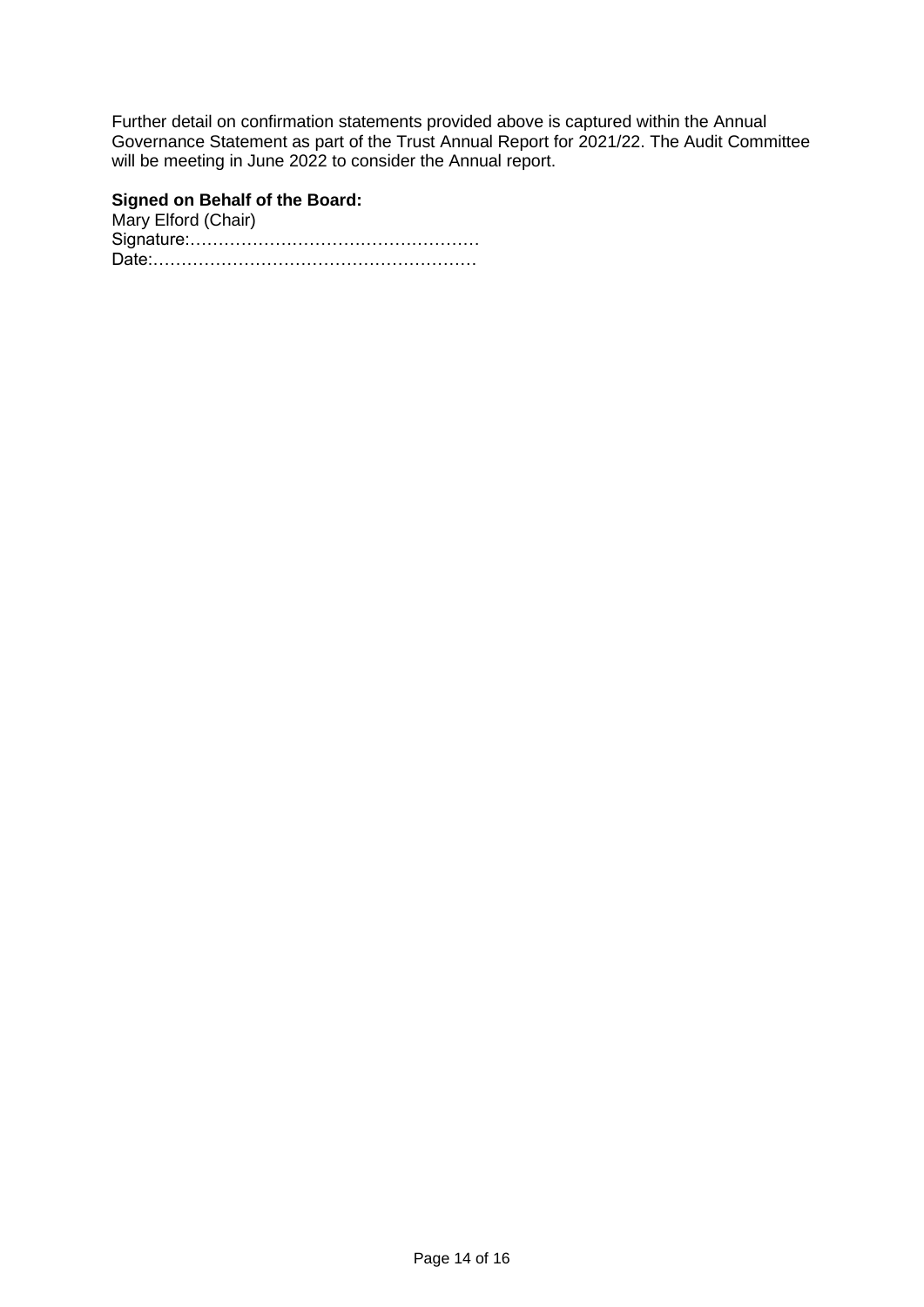Further detail on confirmation statements provided above is captured within the Annual Governance Statement as part of the Trust Annual Report for 2021/22. The Audit Committee will be meeting in June 2022 to consider the Annual report.

**Signed on Behalf of the Board:**
Mary Elford (Chair)
Signature:……………………………………………
Date:…………………………………………………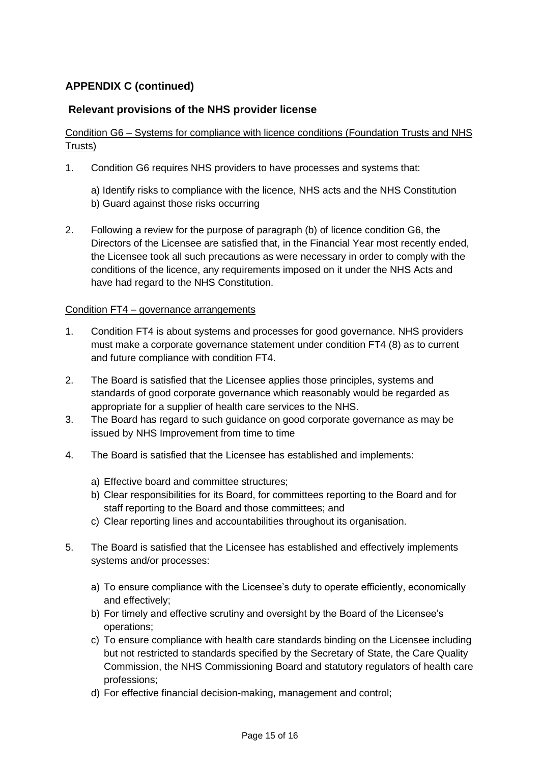## APPENDIX C (continued)

### Relevant provisions of the NHS provider license

Condition G6 – Systems for compliance with licence conditions (Foundation Trusts and NHS Trusts)

1. Condition G6 requires NHS providers to have processes and systems that:

   a) Identify risks to compliance with the licence, NHS acts and the NHS Constitution
   b) Guard against those risks occurring

2. Following a review for the purpose of paragraph (b) of licence condition G6, the Directors of the Licensee are satisfied that, in the Financial Year most recently ended, the Licensee took all such precautions as were necessary in order to comply with the conditions of the licence, any requirements imposed on it under the NHS Acts and have had regard to the NHS Constitution.

Condition FT4 – governance arrangements

1. Condition FT4 is about systems and processes for good governance. NHS providers must make a corporate governance statement under condition FT4 (8) as to current and future compliance with condition FT4.
2. The Board is satisfied that the Licensee applies those principles, systems and standards of good corporate governance which reasonably would be regarded as appropriate for a supplier of health care services to the NHS.
3. The Board has regard to such guidance on good corporate governance as may be issued by NHS Improvement from time to time
4. The Board is satisfied that the Licensee has established and implements:

   a) Effective board and committee structures;
   b) Clear responsibilities for its Board, for committees reporting to the Board and for staff reporting to the Board and those committees; and
   c) Clear reporting lines and accountabilities throughout its organisation.

5. The Board is satisfied that the Licensee has established and effectively implements systems and/or processes:

   a) To ensure compliance with the Licensee's duty to operate efficiently, economically and effectively;
   b) For timely and effective scrutiny and oversight by the Board of the Licensee's operations;
   c) To ensure compliance with health care standards binding on the Licensee including but not restricted to standards specified by the Secretary of State, the Care Quality Commission, the NHS Commissioning Board and statutory regulators of health care professions;
   d) For effective financial decision-making, management and control;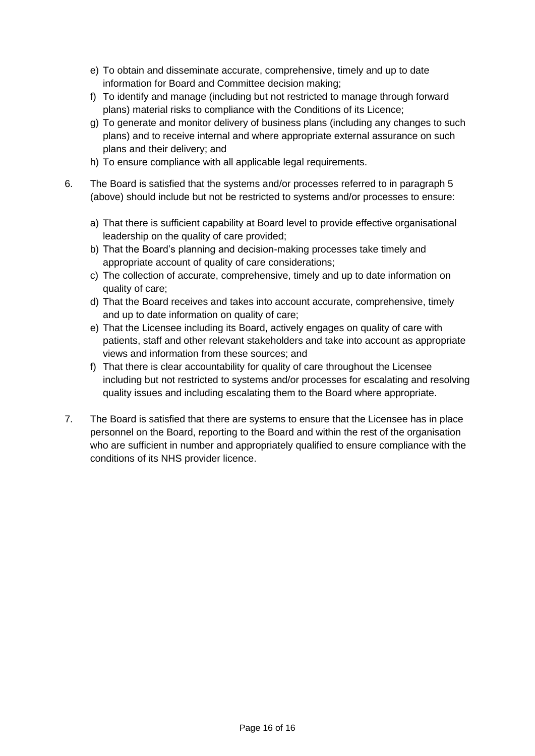e) To obtain and disseminate accurate, comprehensive, timely and up to date information for Board and Committee decision making;
f) To identify and manage (including but not restricted to manage through forward plans) material risks to compliance with the Conditions of its Licence;
g) To generate and monitor delivery of business plans (including any changes to such plans) and to receive internal and where appropriate external assurance on such plans and their delivery; and
h) To ensure compliance with all applicable legal requirements.

6. The Board is satisfied that the systems and/or processes referred to in paragraph 5 (above) should include but not be restricted to systems and/or processes to ensure:

   a) That there is sufficient capability at Board level to provide effective organisational leadership on the quality of care provided;
   b) That the Board's planning and decision-making processes take timely and appropriate account of quality of care considerations;
   c) The collection of accurate, comprehensive, timely and up to date information on quality of care;
   d) That the Board receives and takes into account accurate, comprehensive, timely and up to date information on quality of care;
   e) That the Licensee including its Board, actively engages on quality of care with patients, staff and other relevant stakeholders and take into account as appropriate views and information from these sources; and
   f) That there is clear accountability for quality of care throughout the Licensee including but not restricted to systems and/or processes for escalating and resolving quality issues and including escalating them to the Board where appropriate.

7. The Board is satisfied that there are systems to ensure that the Licensee has in place personnel on the Board, reporting to the Board and within the rest of the organisation who are sufficient in number and appropriately qualified to ensure compliance with the conditions of its NHS provider licence.